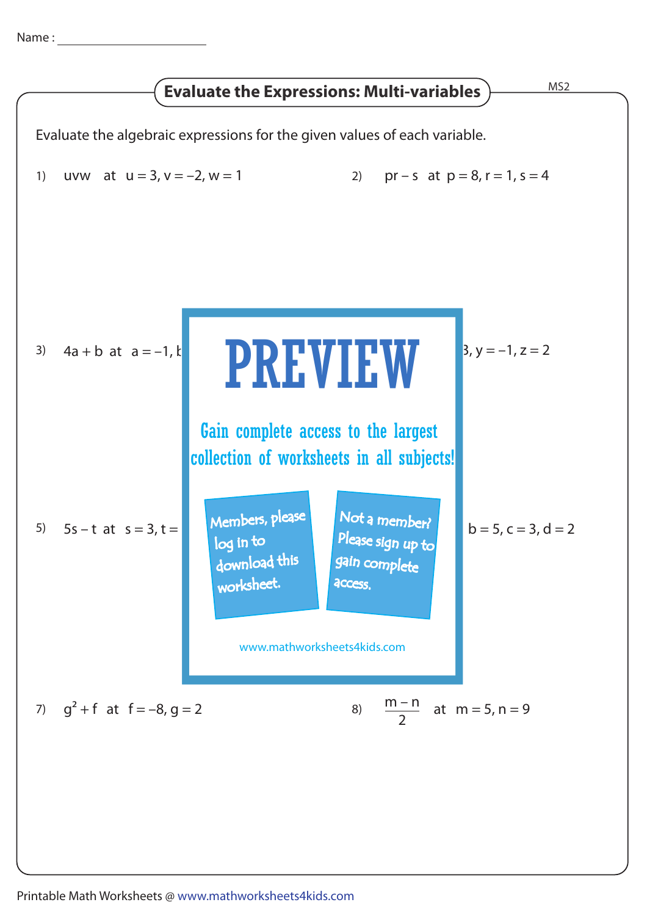Name : ____________________

# Evaluate the Expressions: Multi-variables

MS2

Evaluate the algebraic expressions for the given values of each variable.

1) $uvw$ at $u = 3, v = -2, w = 1$

2) $pr - s$ at $p = 8, r = 1, s = 4$

3) $4a + b$ at $a = -1$, b

3, y = −1, z = 2

5) $5s - t$ at $s = 3, t =$

b = 5, c = 3, d = 2

PREVIEW

Gain complete access to the largest collection of worksheets in all subjects!

Members, please log in to download this worksheet.

Not a member? Please sign up to gain complete access.

www.mathworksheets4kids.com

7) $g^2 + f$ at $f = -8, g = 2$

8) $\frac{m - n}{2}$ at $m = 5, n = 9$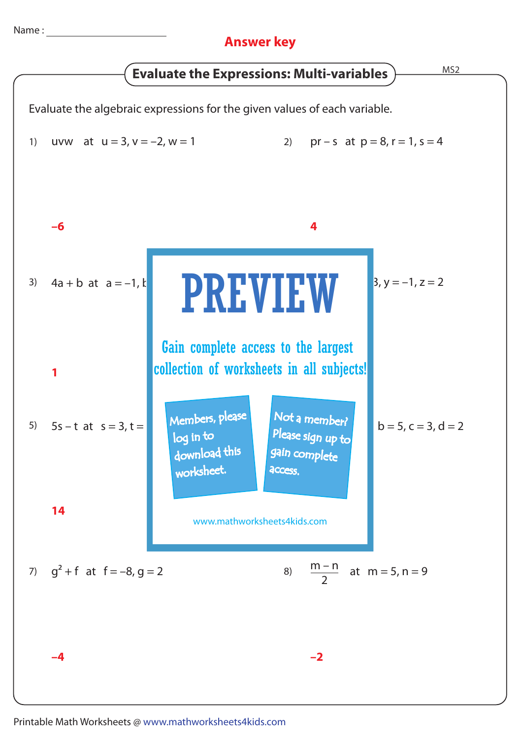Name : ______________________

**Answer key**

## Evaluate the Expressions: Multi-variables

MS2

Evaluate the algebraic expressions for the given values of each variable.

1) $uvw$ at $u = 3, v = -2, w = 1$

**−6**

2) $pr - s$ at $p = 8, r = 1, s = 4$

**4**

3) $4a + b$ at $a = -1, b$

**1**

4) 3, $y = -1, z = 2$

5) $5s - t$ at $s = 3, t =$

**14**

6) $b = 5, c = 3, d = 2$

PREVIEW

Gain complete access to the largest collection of worksheets in all subjects!

Members, please log in to download this worksheet.

Not a member? Please sign up to gain complete access.

www.mathworksheets4kids.com

7) $g^2 + f$ at $f = -8, g = 2$

**−4**

8) $\frac{m - n}{2}$ at $m = 5, n = 9$

**−2**

Printable Math Worksheets @ www.mathworksheets4kids.com